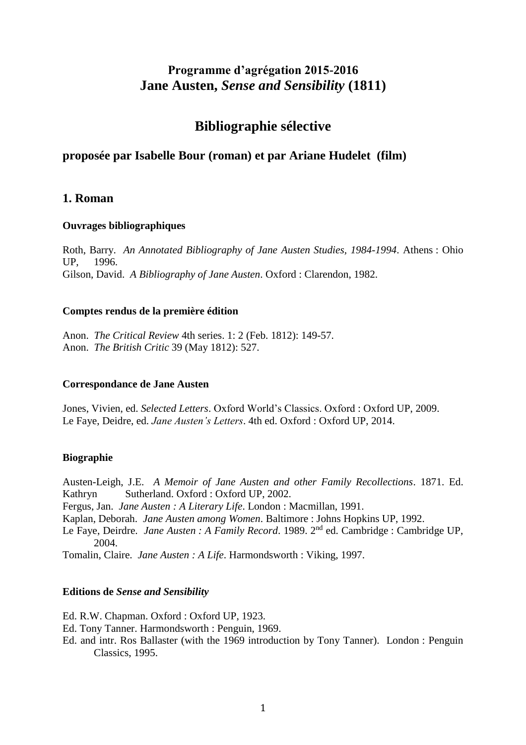# Programme d'agrégation 2015-2016
# Jane Austen, *Sense and Sensibility* (1811)

## Bibliographie sélective

### proposée par Isabelle Bour (roman) et par Ariane Hudelet (film)

## 1. Roman

#### Ouvrages bibliographiques

Roth, Barry. *An Annotated Bibliography of Jane Austen Studies, 1984-1994*. Athens : Ohio UP, 1996.
Gilson, David. *A Bibliography of Jane Austen*. Oxford : Clarendon, 1982.

#### Comptes rendus de la première édition

Anon. *The Critical Review* 4th series. 1: 2 (Feb. 1812): 149-57.
Anon. *The British Critic* 39 (May 1812): 527.

#### Correspondance de Jane Austen

Jones, Vivien, ed. *Selected Letters*. Oxford World's Classics. Oxford : Oxford UP, 2009.
Le Faye, Deidre, ed. *Jane Austen's Letters*. 4th ed. Oxford : Oxford UP, 2014.

#### Biographie

Austen-Leigh, J.E. *A Memoir of Jane Austen and other Family Recollections*. 1871. Ed. Kathryn Sutherland. Oxford : Oxford UP, 2002.
Fergus, Jan. *Jane Austen : A Literary Life*. London : Macmillan, 1991.
Kaplan, Deborah. *Jane Austen among Women*. Baltimore : Johns Hopkins UP, 1992.
Le Faye, Deirdre. *Jane Austen : A Family Record*. 1989. 2nd ed. Cambridge : Cambridge UP, 2004.
Tomalin, Claire. *Jane Austen : A Life*. Harmondsworth : Viking, 1997.

#### Editions de *Sense and Sensibility*

Ed. R.W. Chapman. Oxford : Oxford UP, 1923.
Ed. Tony Tanner. Harmondsworth : Penguin, 1969.
Ed. and intr. Ros Ballaster (with the 1969 introduction by Tony Tanner). London : Penguin Classics, 1995.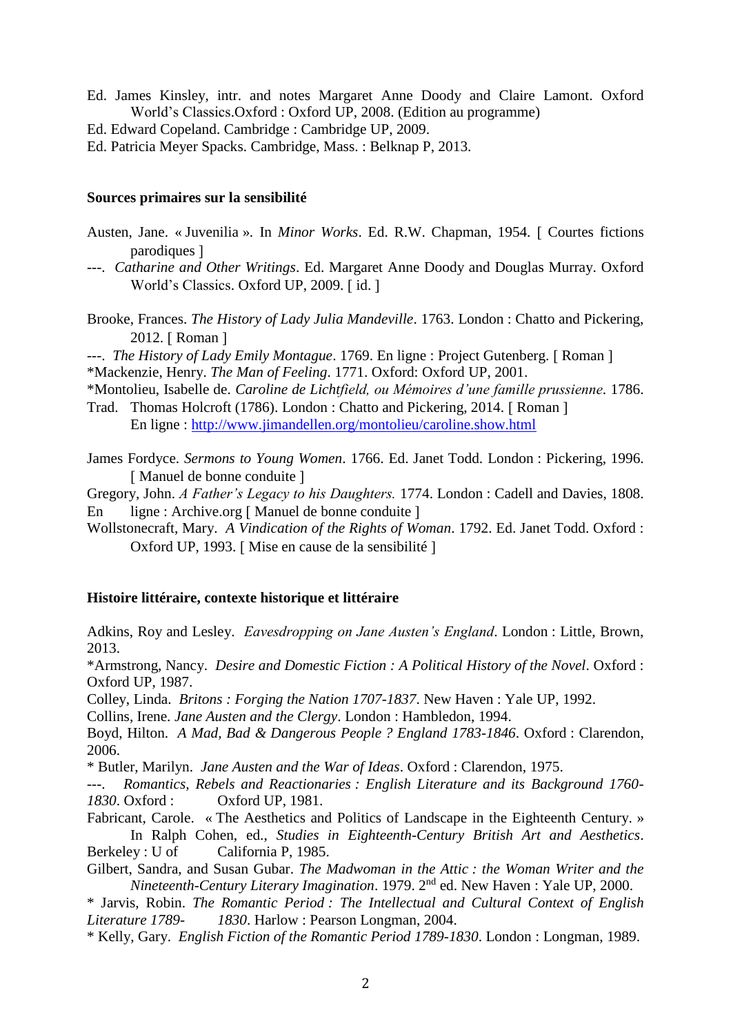Ed. James Kinsley, intr. and notes Margaret Anne Doody and Claire Lamont. Oxford World's Classics.Oxford : Oxford UP, 2008. (Edition au programme)

Ed. Edward Copeland. Cambridge : Cambridge UP, 2009.

Ed. Patricia Meyer Spacks. Cambridge, Mass. : Belknap P, 2013.

**Sources primaires sur la sensibilité**

Austen, Jane. « Juvenilia ». In *Minor Works*. Ed. R.W. Chapman, 1954. [ Courtes fictions parodiques ]

---. *Catharine and Other Writings*. Ed. Margaret Anne Doody and Douglas Murray. Oxford World's Classics. Oxford UP, 2009. [ id. ]

Brooke, Frances. *The History of Lady Julia Mandeville*. 1763. London : Chatto and Pickering, 2012. [ Roman ]

---. *The History of Lady Emily Montague*. 1769. En ligne : Project Gutenberg. [ Roman ]

*Mackenzie, Henry. *The Man of Feeling*. 1771. Oxford: Oxford UP, 2001.

*Montolieu, Isabelle de. *Caroline de Lichtfield, ou Mémoires d'une famille prussienne*. 1786. Trad. Thomas Holcroft (1786). London : Chatto and Pickering, 2014. [ Roman ] En ligne : http://www.jimandellen.org/montolieu/caroline.show.html

James Fordyce. *Sermons to Young Women*. 1766. Ed. Janet Todd. London : Pickering, 1996. [ Manuel de bonne conduite ]

Gregory, John. *A Father's Legacy to his Daughters.* 1774. London : Cadell and Davies, 1808. En ligne : Archive.org [ Manuel de bonne conduite ]

Wollstonecraft, Mary. *A Vindication of the Rights of Woman*. 1792. Ed. Janet Todd. Oxford : Oxford UP, 1993. [ Mise en cause de la sensibilité ]

**Histoire littéraire, contexte historique et littéraire**

Adkins, Roy and Lesley. *Eavesdropping on Jane Austen's England*. London : Little, Brown, 2013.

*Armstrong, Nancy. *Desire and Domestic Fiction : A Political History of the Novel*. Oxford : Oxford UP, 1987.

Colley, Linda. *Britons : Forging the Nation 1707-1837*. New Haven : Yale UP, 1992.

Collins, Irene. *Jane Austen and the Clergy*. London : Hambledon, 1994.

Boyd, Hilton. *A Mad, Bad & Dangerous People ? England 1783-1846*. Oxford : Clarendon, 2006.

* Butler, Marilyn. *Jane Austen and the War of Ideas*. Oxford : Clarendon, 1975.

---. *Romantics, Rebels and Reactionaries : English Literature and its Background 1760-1830*. Oxford : Oxford UP, 1981.

Fabricant, Carole. « The Aesthetics and Politics of Landscape in the Eighteenth Century. » In Ralph Cohen, ed., *Studies in Eighteenth-Century British Art and Aesthetics*. Berkeley : U of California P, 1985.

Gilbert, Sandra, and Susan Gubar. *The Madwoman in the Attic : the Woman Writer and the Nineteenth-Century Literary Imagination*. 1979. 2nd ed. New Haven : Yale UP, 2000.

* Jarvis, Robin. *The Romantic Period : The Intellectual and Cultural Context of English Literature 1789-1830*. Harlow : Pearson Longman, 2004.

* Kelly, Gary. *English Fiction of the Romantic Period 1789-1830*. London : Longman, 1989.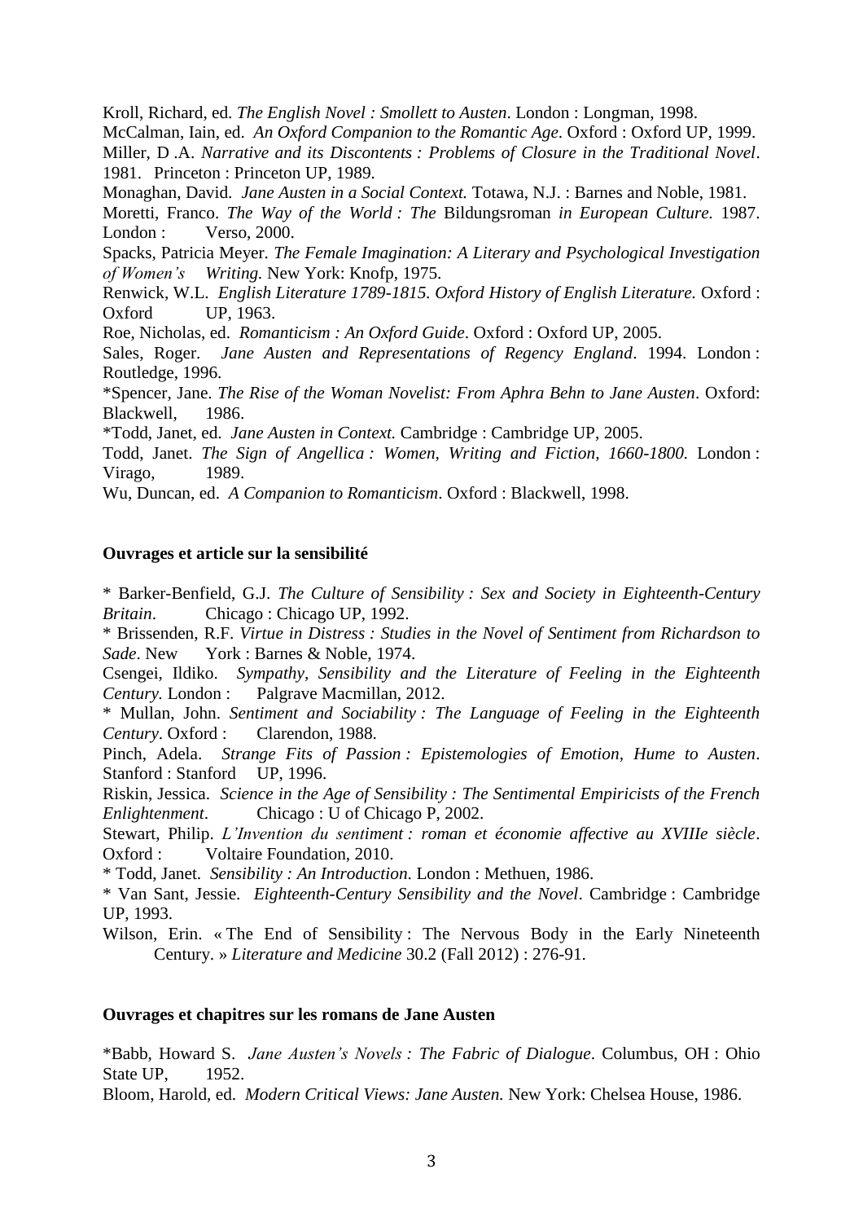Kroll, Richard, ed. *The English Novel : Smollett to Austen*. London : Longman, 1998.

McCalman, Iain, ed. *An Oxford Companion to the Romantic Age*. Oxford : Oxford UP, 1999.

Miller, D .A. *Narrative and its Discontents : Problems of Closure in the Traditional Novel*. 1981. Princeton : Princeton UP, 1989.

Monaghan, David. *Jane Austen in a Social Context.* Totawa, N.J. : Barnes and Noble, 1981.

Moretti, Franco. *The Way of the World : The* Bildungsroman *in European Culture.* 1987. London : Verso, 2000.

Spacks, Patricia Meyer. *The Female Imagination: A Literary and Psychological Investigation of Women's Writing.* New York: Knofp, 1975.

Renwick, W.L. *English Literature 1789-1815. Oxford History of English Literature.* Oxford : Oxford UP, 1963.

Roe, Nicholas, ed. *Romanticism : An Oxford Guide*. Oxford : Oxford UP, 2005.

Sales, Roger. *Jane Austen and Representations of Regency England*. 1994. London : Routledge, 1996.

*Spencer, Jane. *The Rise of the Woman Novelist: From Aphra Behn to Jane Austen*. Oxford: Blackwell, 1986.

*Todd, Janet, ed. *Jane Austen in Context.* Cambridge : Cambridge UP, 2005.

Todd, Janet. *The Sign of Angellica : Women, Writing and Fiction, 1660-1800.* London : Virago, 1989.

Wu, Duncan, ed. *A Companion to Romanticism*. Oxford : Blackwell, 1998.

**Ouvrages et article sur la sensibilité**

* Barker-Benfield, G.J. *The Culture of Sensibility : Sex and Society in Eighteenth-Century Britain*. Chicago : Chicago UP, 1992.

* Brissenden, R.F. *Virtue in Distress : Studies in the Novel of Sentiment from Richardson to Sade*. New York : Barnes & Noble, 1974.

Csengei, Ildiko. *Sympathy, Sensibility and the Literature of Feeling in the Eighteenth Century.* London : Palgrave Macmillan, 2012.

* Mullan, John. *Sentiment and Sociability : The Language of Feeling in the Eighteenth Century*. Oxford : Clarendon, 1988.

Pinch, Adela. *Strange Fits of Passion : Epistemologies of Emotion, Hume to Austen*. Stanford : Stanford UP, 1996.

Riskin, Jessica. *Science in the Age of Sensibility : The Sentimental Empiricists of the French Enlightenment*. Chicago : U of Chicago P, 2002.

Stewart, Philip. *L'Invention du sentiment : roman et économie affective au XVIIIe siècle*. Oxford : Voltaire Foundation, 2010.

* Todd, Janet. *Sensibility : An Introduction.* London : Methuen, 1986.

* Van Sant, Jessie. *Eighteenth-Century Sensibility and the Novel*. Cambridge : Cambridge UP, 1993.

Wilson, Erin. « The End of Sensibility : The Nervous Body in the Early Nineteenth Century. » *Literature and Medicine* 30.2 (Fall 2012) : 276-91.

**Ouvrages et chapitres sur les romans de Jane Austen**

*Babb, Howard S. *Jane Austen's Novels : The Fabric of Dialogue*. Columbus, OH : Ohio State UP, 1952.

Bloom, Harold, ed. *Modern Critical Views: Jane Austen.* New York: Chelsea House, 1986.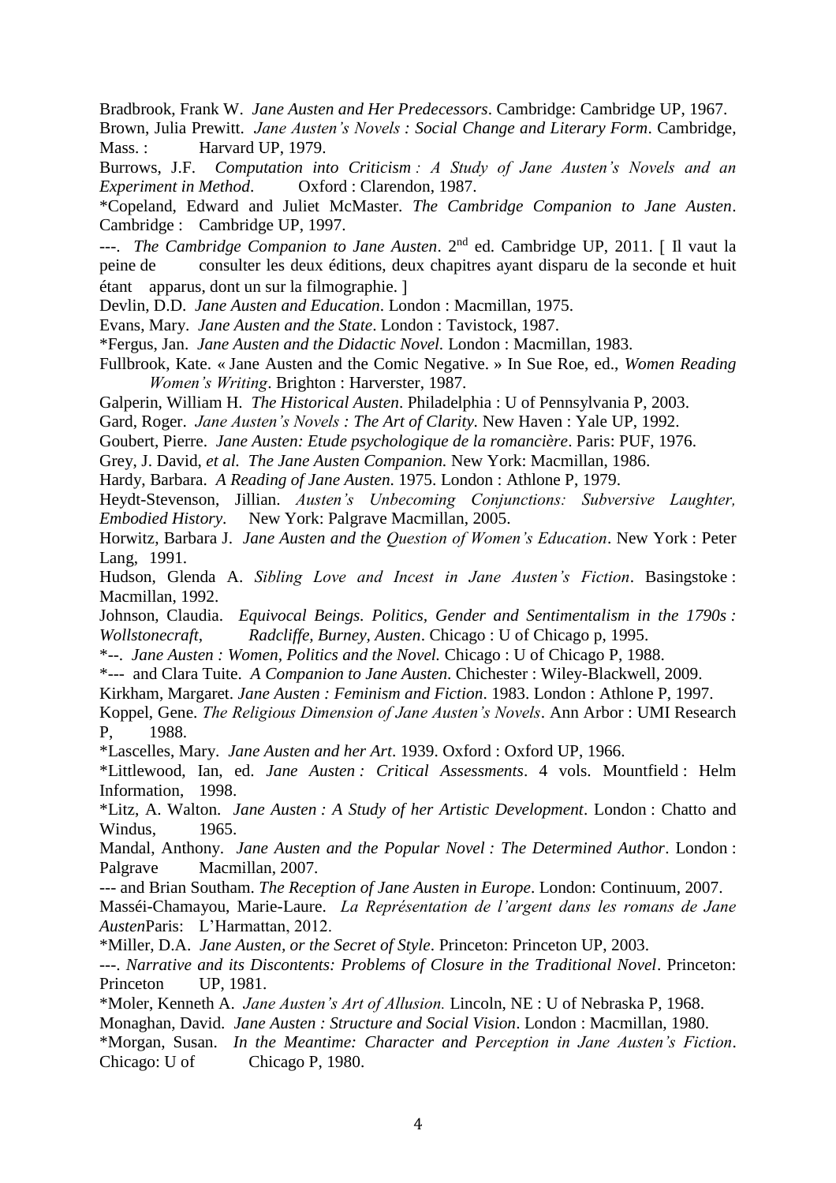Bradbrook, Frank W. *Jane Austen and Her Predecessors*. Cambridge: Cambridge UP, 1967.

Brown, Julia Prewitt. *Jane Austen's Novels : Social Change and Literary Form*. Cambridge, Mass. : Harvard UP, 1979.

Burrows, J.F. *Computation into Criticism : A Study of Jane Austen's Novels and an Experiment in Method*. Oxford : Clarendon, 1987.

*Copeland, Edward and Juliet McMaster. *The Cambridge Companion to Jane Austen*. Cambridge : Cambridge UP, 1997.

---. *The Cambridge Companion to Jane Austen*. 2nd ed. Cambridge UP, 2011. [ Il vaut la peine de consulter les deux éditions, deux chapitres ayant disparu de la seconde et huit étant apparus, dont un sur la filmographie. ]

Devlin, D.D. *Jane Austen and Education*. London : Macmillan, 1975.

Evans, Mary. *Jane Austen and the State*. London : Tavistock, 1987.

*Fergus, Jan. *Jane Austen and the Didactic Novel*. London : Macmillan, 1983.

Fullbrook, Kate. « Jane Austen and the Comic Negative. » In Sue Roe, ed., *Women Reading Women's Writing*. Brighton : Harverster, 1987.

Galperin, William H. *The Historical Austen*. Philadelphia : U of Pennsylvania P, 2003.

Gard, Roger. *Jane Austen's Novels : The Art of Clarity.* New Haven : Yale UP, 1992.

Goubert, Pierre. *Jane Austen: Etude psychologique de la romancière*. Paris: PUF, 1976.

Grey, J. David, *et al. The Jane Austen Companion.* New York: Macmillan, 1986.

Hardy, Barbara. *A Reading of Jane Austen*. 1975. London : Athlone P, 1979.

Heydt-Stevenson, Jillian. *Austen's Unbecoming Conjunctions: Subversive Laughter, Embodied History*. New York: Palgrave Macmillan, 2005.

Horwitz, Barbara J. *Jane Austen and the Question of Women's Education*. New York : Peter Lang, 1991.

Hudson, Glenda A. *Sibling Love and Incest in Jane Austen's Fiction*. Basingstoke : Macmillan, 1992.

Johnson, Claudia. *Equivocal Beings. Politics, Gender and Sentimentalism in the 1790s : Wollstonecraft, Radcliffe, Burney, Austen*. Chicago : U of Chicago p, 1995.

*--. *Jane Austen : Women, Politics and the Novel.* Chicago : U of Chicago P, 1988.

*--- and Clara Tuite. *A Companion to Jane Austen*. Chichester : Wiley-Blackwell, 2009.

Kirkham, Margaret. *Jane Austen : Feminism and Fiction*. 1983. London : Athlone P, 1997.

Koppel, Gene. *The Religious Dimension of Jane Austen's Novels*. Ann Arbor : UMI Research P, 1988.

*Lascelles, Mary. *Jane Austen and her Art*. 1939. Oxford : Oxford UP, 1966.

*Littlewood, Ian, ed. *Jane Austen : Critical Assessments*. 4 vols. Mountfield : Helm Information, 1998.

*Litz, A. Walton. *Jane Austen : A Study of her Artistic Development*. London : Chatto and Windus, 1965.

Mandal, Anthony. *Jane Austen and the Popular Novel : The Determined Author*. London : Palgrave Macmillan, 2007.

--- and Brian Southam. *The Reception of Jane Austen in Europe*. London: Continuum, 2007.

Masséi-Chamayou, Marie-Laure. *La Représentation de l'argent dans les romans de Jane Austen*Paris: L'Harmattan, 2012.

*Miller, D.A. *Jane Austen, or the Secret of Style*. Princeton: Princeton UP, 2003.

---. *Narrative and its Discontents: Problems of Closure in the Traditional Novel*. Princeton: Princeton UP, 1981.

*Moler, Kenneth A. *Jane Austen's Art of Allusion.* Lincoln, NE : U of Nebraska P, 1968.

Monaghan, David. *Jane Austen : Structure and Social Vision*. London : Macmillan, 1980.

*Morgan, Susan. *In the Meantime: Character and Perception in Jane Austen's Fiction*. Chicago: U of Chicago P, 1980.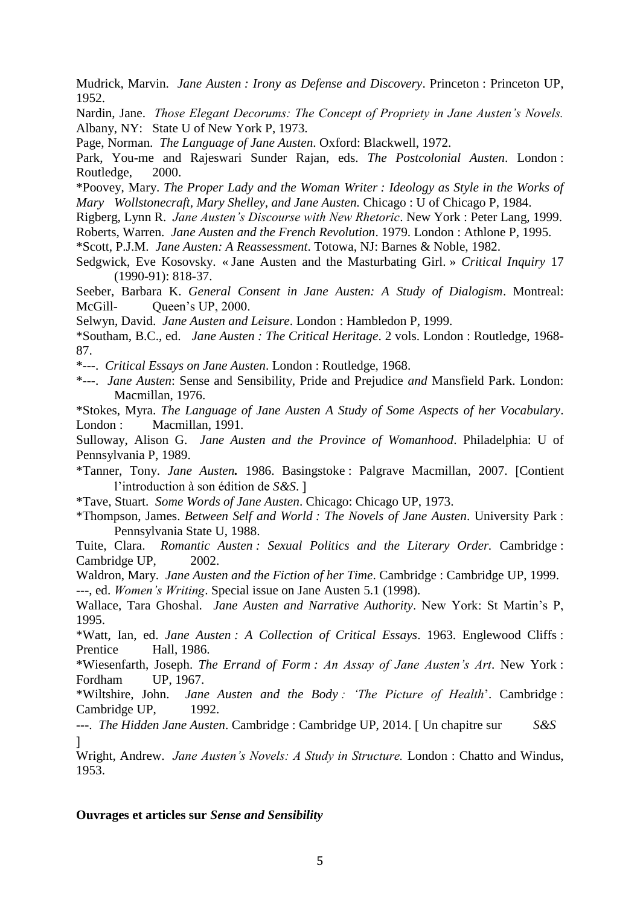Mudrick, Marvin. *Jane Austen : Irony as Defense and Discovery*. Princeton : Princeton UP, 1952.

Nardin, Jane. *Those Elegant Decorums: The Concept of Propriety in Jane Austen's Novels.* Albany, NY: State U of New York P, 1973.

Page, Norman. *The Language of Jane Austen*. Oxford: Blackwell, 1972.

Park, You-me and Rajeswari Sunder Rajan, eds. *The Postcolonial Austen*. London : Routledge, 2000.

*Poovey, Mary. *The Proper Lady and the Woman Writer : Ideology as Style in the Works of Mary Wollstonecraft, Mary Shelley, and Jane Austen.* Chicago : U of Chicago P, 1984.

Rigberg, Lynn R. *Jane Austen's Discourse with New Rhetoric*. New York : Peter Lang, 1999.

Roberts, Warren. *Jane Austen and the French Revolution*. 1979. London : Athlone P, 1995.

*Scott, P.J.M. *Jane Austen: A Reassessment*. Totowa, NJ: Barnes & Noble, 1982.

Sedgwick, Eve Kosovsky. « Jane Austen and the Masturbating Girl. » *Critical Inquiry* 17 (1990-91): 818-37.

Seeber, Barbara K. *General Consent in Jane Austen: A Study of Dialogism*. Montreal: McGill- Queen's UP, 2000.

Selwyn, David. *Jane Austen and Leisure*. London : Hambledon P, 1999.

*Southam, B.C., ed. *Jane Austen : The Critical Heritage*. 2 vols. London : Routledge, 1968-87.

*---. *Critical Essays on Jane Austen*. London : Routledge, 1968.

*---. *Jane Austen*: Sense and Sensibility, Pride and Prejudice *and* Mansfield Park. London: Macmillan, 1976.

*Stokes, Myra. *The Language of Jane Austen A Study of Some Aspects of her Vocabulary*. London : Macmillan, 1991.

Sulloway, Alison G. *Jane Austen and the Province of Womanhood*. Philadelphia: U of Pennsylvania P, 1989.

*Tanner, Tony. *Jane Austen.* 1986. Basingstoke : Palgrave Macmillan, 2007. [Contient l'introduction à son édition de *S&S*. ]

*Tave, Stuart. *Some Words of Jane Austen*. Chicago: Chicago UP, 1973.

*Thompson, James. *Between Self and World : The Novels of Jane Austen*. University Park : Pennsylvania State U, 1988.

Tuite, Clara. *Romantic Austen : Sexual Politics and the Literary Order*. Cambridge : Cambridge UP, 2002.

Waldron, Mary. *Jane Austen and the Fiction of her Time*. Cambridge : Cambridge UP, 1999.

---, ed. *Women's Writing*. Special issue on Jane Austen 5.1 (1998).

Wallace, Tara Ghoshal. *Jane Austen and Narrative Authority*. New York: St Martin's P, 1995.

*Watt, Ian, ed. *Jane Austen : A Collection of Critical Essays*. 1963. Englewood Cliffs : Prentice Hall, 1986.

*Wiesenfarth, Joseph. *The Errand of Form : An Assay of Jane Austen's Art*. New York : Fordham UP, 1967.

*Wiltshire, John. *Jane Austen and the Body : 'The Picture of Health*'. Cambridge : Cambridge UP, 1992.

---. *The Hidden Jane Austen*. Cambridge : Cambridge UP, 2014. [ Un chapitre sur *S&S* ]

Wright, Andrew. *Jane Austen's Novels: A Study in Structure.* London : Chatto and Windus, 1953.

**Ouvrages et articles sur *Sense and Sensibility***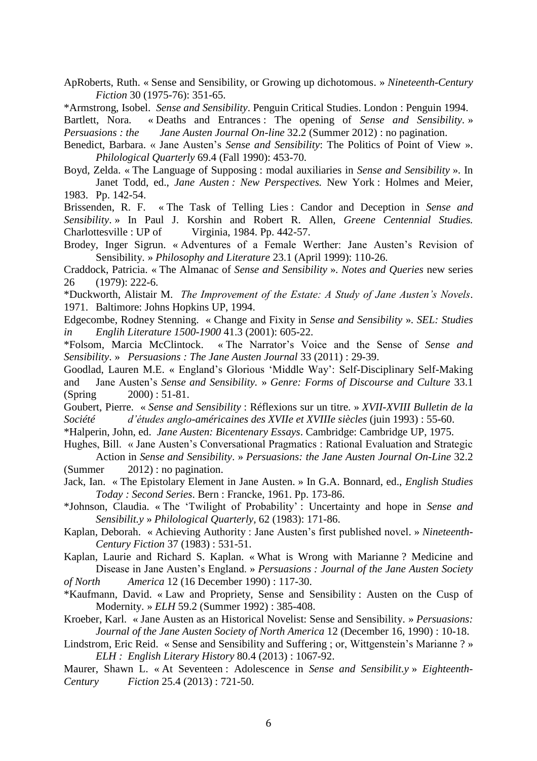ApRoberts, Ruth. « Sense and Sensibility, or Growing up dichotomous. » *Nineteenth-Century Fiction* 30 (1975-76): 351-65.

*Armstrong, Isobel. *Sense and Sensibility*. Penguin Critical Studies. London : Penguin 1994.

Bartlett, Nora. « Deaths and Entrances : The opening of *Sense and Sensibility*. » *Persuasions : the Jane Austen Journal On-line* 32.2 (Summer 2012) : no pagination.

Benedict, Barbara. « Jane Austen's *Sense and Sensibility*: The Politics of Point of View ». *Philological Quarterly* 69.4 (Fall 1990): 453-70.

Boyd, Zelda. « The Language of Supposing : modal auxiliaries in *Sense and Sensibility* ». In Janet Todd, ed., *Jane Austen : New Perspectives.* New York : Holmes and Meier, 1983. Pp. 142-54.

Brissenden, R. F. « The Task of Telling Lies : Candor and Deception in *Sense and Sensibility*. » In Paul J. Korshin and Robert R. Allen, *Greene Centennial Studies.* Charlottesville : UP of Virginia, 1984. Pp. 442-57.

Brodey, Inger Sigrun. « Adventures of a Female Werther: Jane Austen's Revision of Sensibility. » *Philosophy and Literature* 23.1 (April 1999): 110-26.

Craddock, Patricia. « The Almanac of *Sense and Sensibility* ». *Notes and Queries* new series 26 (1979): 222-6.

*Duckworth, Alistair M. *The Improvement of the Estate: A Study of Jane Austen's Novels*. 1971. Baltimore: Johns Hopkins UP, 1994.

Edgecombe, Rodney Stenning. « Change and Fixity in *Sense and Sensibility* ». *SEL: Studies in Englih Literature 1500-1900* 41.3 (2001): 605-22.

*Folsom, Marcia McClintock. « The Narrator's Voice and the Sense of *Sense and Sensibility*. » *Persuasions : The Jane Austen Journal* 33 (2011) : 29-39.

Goodlad, Lauren M.E. « England's Glorious 'Middle Way': Self-Disciplinary Self-Making and Jane Austen's *Sense and Sensibility.* » *Genre: Forms of Discourse and Culture* 33.1 (Spring 2000) : 51-81.

Goubert, Pierre. « *Sense and Sensibility* : Réflexions sur un titre. » *XVII-XVIII Bulletin de la Société d'études anglo-américaines des XVIIe et XVIIIe siècles* (juin 1993) : 55-60.

*Halperin, John, ed. *Jane Austen: Bicentenary Essays*. Cambridge: Cambridge UP, 1975.

Hughes, Bill. « Jane Austen's Conversational Pragmatics : Rational Evaluation and Strategic Action in *Sense and Sensibility*. » *Persuasions: the Jane Austen Journal On-Line* 32.2 (Summer 2012) : no pagination.

Jack, Ian. « The Epistolary Element in Jane Austen. » In G.A. Bonnard, ed., *English Studies Today : Second Series*. Bern : Francke, 1961. Pp. 173-86.

*Johnson, Claudia. « The 'Twilight of Probability' : Uncertainty and hope in *Sense and Sensibilit.y* » *Philological Quarterly*, 62 (1983): 171-86.

Kaplan, Deborah. « Achieving Authority : Jane Austen's first published novel. » *Nineteenth-Century Fiction* 37 (1983) : 531-51.

Kaplan, Laurie and Richard S. Kaplan. « What is Wrong with Marianne ? Medicine and Disease in Jane Austen's England. » *Persuasions : Journal of the Jane Austen Society of North America* 12 (16 December 1990) : 117-30.

*Kaufmann, David. « Law and Propriety, Sense and Sensibility : Austen on the Cusp of Modernity. » *ELH* 59.2 (Summer 1992) : 385-408.

Kroeber, Karl. « Jane Austen as an Historical Novelist: Sense and Sensibility. » *Persuasions: Journal of the Jane Austen Society of North America* 12 (December 16, 1990) : 10-18.

Lindstrom, Eric Reid. « Sense and Sensibility and Suffering ; or, Wittgenstein's Marianne ? » *ELH : English Literary History* 80.4 (2013) : 1067-92.

Maurer, Shawn L. « At Seventeen : Adolescence in *Sense and Sensibilit.y* » *Eighteenth-Century Fiction* 25.4 (2013) : 721-50.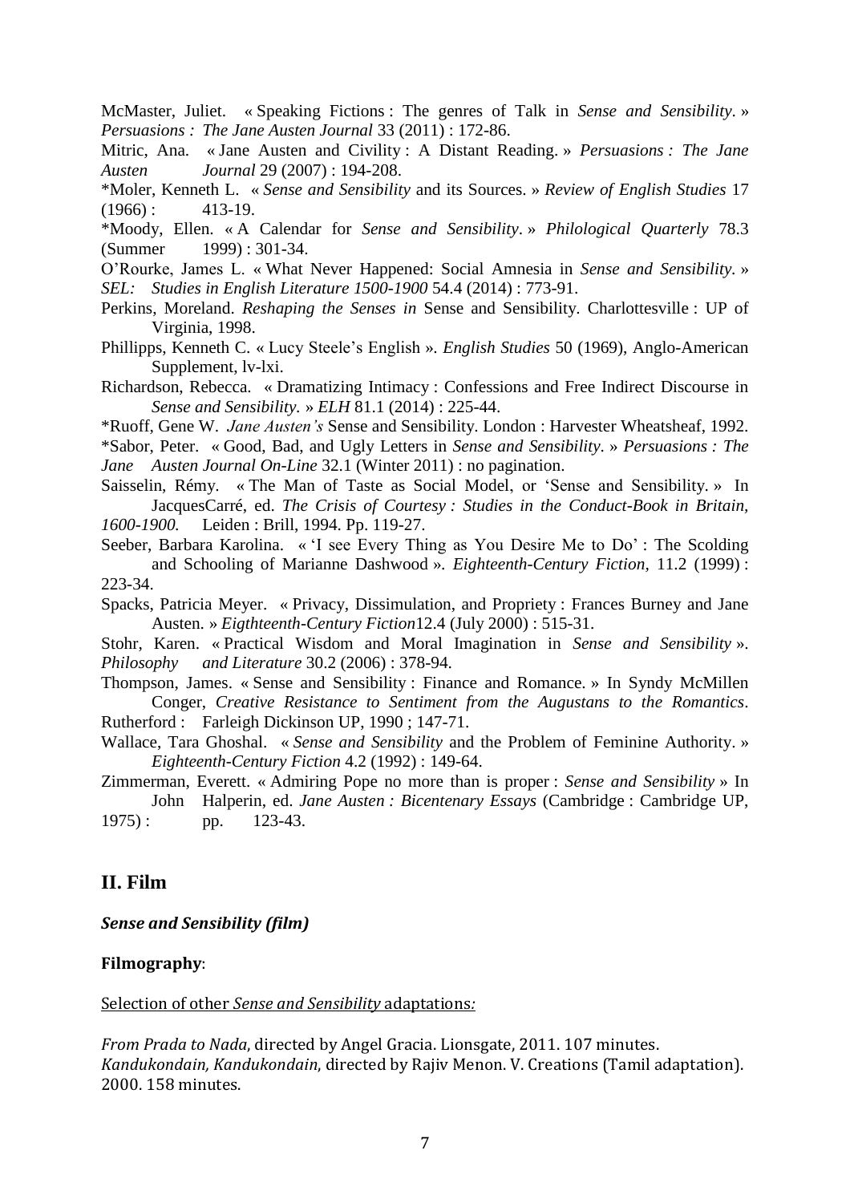McMaster, Juliet. « Speaking Fictions : The genres of Talk in *Sense and Sensibility*. » *Persuasions : The Jane Austen Journal* 33 (2011) : 172-86.

Mitric, Ana. « Jane Austen and Civility : A Distant Reading. » *Persuasions : The Jane Austen Journal* 29 (2007) : 194-208.

*Moler, Kenneth L. « *Sense and Sensibility* and its Sources. » *Review of English Studies* 17 (1966) : 413-19.

*Moody, Ellen. « A Calendar for *Sense and Sensibility*. » *Philological Quarterly* 78.3 (Summer 1999) : 301-34.

O'Rourke, James L. « What Never Happened: Social Amnesia in *Sense and Sensibility*. » *SEL: Studies in English Literature 1500-1900* 54.4 (2014) : 773-91.

Perkins, Moreland. *Reshaping the Senses in* Sense and Sensibility. Charlottesville : UP of Virginia, 1998.

Phillipps, Kenneth C. « Lucy Steele's English ». *English Studies* 50 (1969), Anglo-American Supplement, lv-lxi.

Richardson, Rebecca. « Dramatizing Intimacy : Confessions and Free Indirect Discourse in *Sense and Sensibility.* » *ELH* 81.1 (2014) : 225-44.

*Ruoff, Gene W. *Jane Austen's* Sense and Sensibility. London : Harvester Wheatsheaf, 1992.

*Sabor, Peter. « Good, Bad, and Ugly Letters in *Sense and Sensibility*. » *Persuasions : The Jane Austen Journal On-Line* 32.1 (Winter 2011) : no pagination.

Saisselin, Rémy. « The Man of Taste as Social Model, or 'Sense and Sensibility. » In JacquesCarré, ed. *The Crisis of Courtesy : Studies in the Conduct-Book in Britain, 1600-1900.* Leiden : Brill, 1994. Pp. 119-27.

Seeber, Barbara Karolina. « 'I see Every Thing as You Desire Me to Do' : The Scolding and Schooling of Marianne Dashwood ». *Eighteenth-Century Fiction*, 11.2 (1999) : 223-34.

Spacks, Patricia Meyer. « Privacy, Dissimulation, and Propriety : Frances Burney and Jane Austen. » *Eigthteenth-Century Fiction*12.4 (July 2000) : 515-31.

Stohr, Karen. « Practical Wisdom and Moral Imagination in *Sense and Sensibility* ». *Philosophy and Literature* 30.2 (2006) : 378-94.

Thompson, James. « Sense and Sensibility : Finance and Romance. » In Syndy McMillen Conger, *Creative Resistance to Sentiment from the Augustans to the Romantics*. Rutherford : Farleigh Dickinson UP, 1990 ; 147-71.

Wallace, Tara Ghoshal. « *Sense and Sensibility* and the Problem of Feminine Authority. » *Eighteenth-Century Fiction* 4.2 (1992) : 149-64.

Zimmerman, Everett. « Admiring Pope no more than is proper : *Sense and Sensibility* » In John Halperin, ed. *Jane Austen : Bicentenary Essays* (Cambridge : Cambridge UP, 1975) : pp. 123-43.

## II. Film

***Sense and Sensibility (film)***

**Filmography**:

Selection of other *Sense and Sensibility* adaptations*:*

*From Prada to Nada*, directed by Angel Gracia. Lionsgate, 2011. 107 minutes.
*Kandukondain, Kandukondain*, directed by Rajiv Menon. V. Creations (Tamil adaptation). 2000. 158 minutes.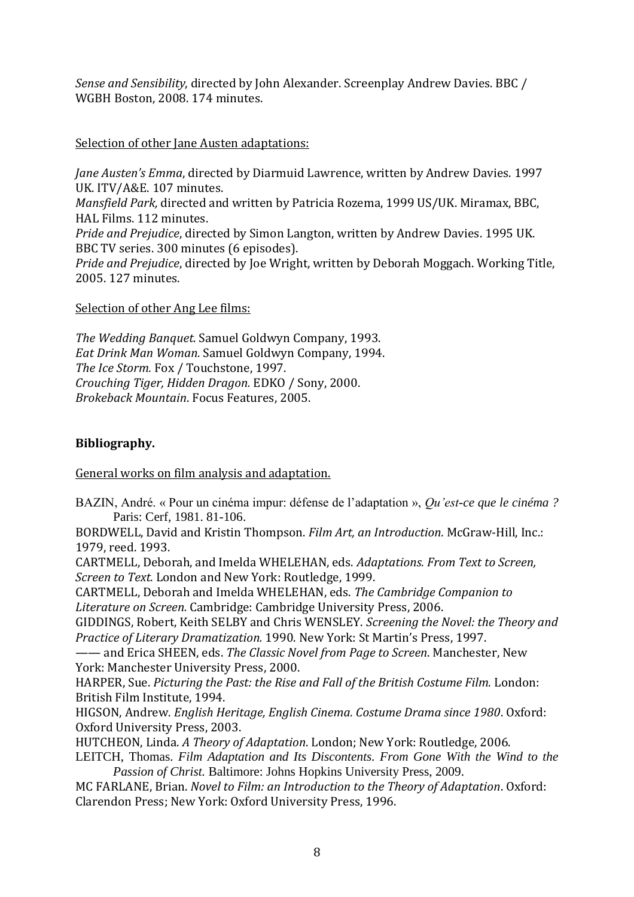*Sense and Sensibility*, directed by John Alexander. Screenplay Andrew Davies. BBC / WGBH Boston, 2008. 174 minutes.

Selection of other Jane Austen adaptations:

*Jane Austen's Emma*, directed by Diarmuid Lawrence, written by Andrew Davies. 1997 UK. ITV/A&E. 107 minutes.
*Mansfield Park,* directed and written by Patricia Rozema, 1999 US/UK. Miramax, BBC, HAL Films. 112 minutes.
*Pride and Prejudice*, directed by Simon Langton, written by Andrew Davies. 1995 UK. BBC TV series. 300 minutes (6 episodes).
*Pride and Prejudice*, directed by Joe Wright, written by Deborah Moggach. Working Title, 2005. 127 minutes.

Selection of other Ang Lee films:

*The Wedding Banquet.* Samuel Goldwyn Company, 1993.
*Eat Drink Man Woman.* Samuel Goldwyn Company, 1994.
*The Ice Storm.* Fox / Touchstone, 1997.
*Crouching Tiger, Hidden Dragon.* EDKO / Sony, 2000.
*Brokeback Mountain*. Focus Features, 2005.

## Bibliography.

General works on film analysis and adaptation.

BAZIN, André. « Pour un cinéma impur: défense de l'adaptation », *Qu'est-ce que le cinéma ?* Paris: Cerf, 1981. 81-106.

BORDWELL, David and Kristin Thompson. *Film Art, an Introduction.* McGraw-Hill, Inc.: 1979, reed. 1993.

CARTMELL, Deborah, and Imelda WHELEHAN, eds. *Adaptations. From Text to Screen, Screen to Text.* London and New York: Routledge, 1999.

CARTMELL, Deborah and Imelda WHELEHAN, eds. *The Cambridge Companion to Literature on Screen.* Cambridge: Cambridge University Press, 2006.

GIDDINGS, Robert, Keith SELBY and Chris WENSLEY. *Screening the Novel: the Theory and Practice of Literary Dramatization.* 1990. New York: St Martin's Press, 1997.

—— and Erica SHEEN, eds. *The Classic Novel from Page to Screen*. Manchester, New York: Manchester University Press, 2000.

HARPER, Sue. *Picturing the Past: the Rise and Fall of the British Costume Film.* London: British Film Institute, 1994.

HIGSON, Andrew. *English Heritage, English Cinema. Costume Drama since 1980*. Oxford: Oxford University Press, 2003.

HUTCHEON, Linda. *A Theory of Adaptation*. London; New York: Routledge, 2006.

LEITCH, Thomas. *Film Adaptation and Its Discontents. From Gone With the Wind to the Passion of Christ.* Baltimore: Johns Hopkins University Press, 2009.

MC FARLANE, Brian. *Novel to Film: an Introduction to the Theory of Adaptation*. Oxford: Clarendon Press; New York: Oxford University Press, 1996.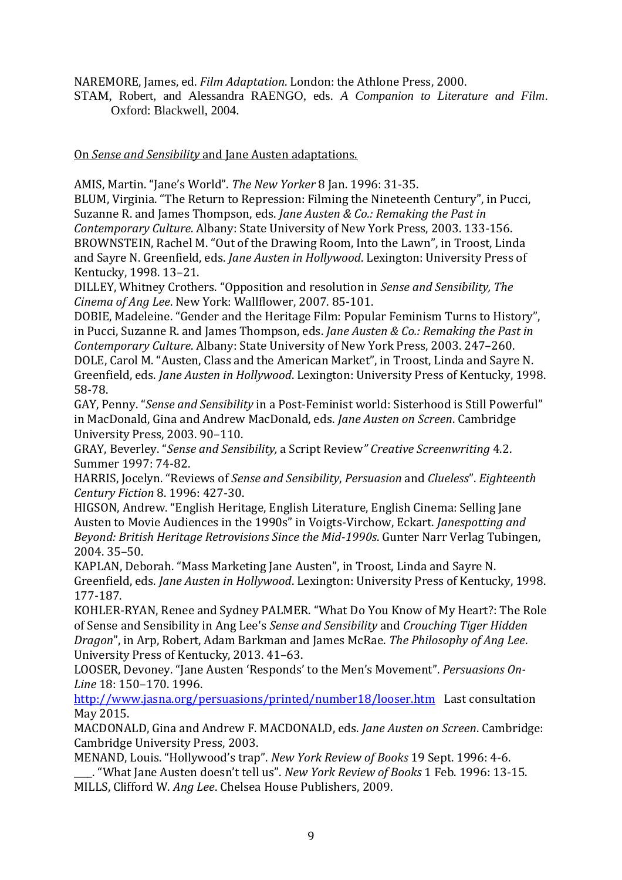NAREMORE, James, ed. *Film Adaptation*. London: the Athlone Press, 2000.

STAM, Robert, and Alessandra RAENGO, eds. *A Companion to Literature and Film*. Oxford: Blackwell, 2004.

On *Sense and Sensibility* and Jane Austen adaptations.

AMIS, Martin. "Jane's World". *The New Yorker* 8 Jan. 1996: 31-35.

BLUM, Virginia. "The Return to Repression: Filming the Nineteenth Century", in Pucci, Suzanne R. and James Thompson, eds. *Jane Austen & Co.: Remaking the Past in Contemporary Culture*. Albany: State University of New York Press, 2003. 133-156.

BROWNSTEIN, Rachel M. "Out of the Drawing Room, Into the Lawn", in Troost, Linda and Sayre N. Greenfield, eds. *Jane Austen in Hollywood*. Lexington: University Press of Kentucky, 1998. 13–21.

DILLEY, Whitney Crothers. "Opposition and resolution in *Sense and Sensibility, The Cinema of Ang Lee*. New York: Wallflower, 2007. 85-101.

DOBIE, Madeleine. "Gender and the Heritage Film: Popular Feminism Turns to History", in Pucci, Suzanne R. and James Thompson, eds. *Jane Austen & Co.: Remaking the Past in Contemporary Culture*. Albany: State University of New York Press, 2003. 247–260.

DOLE, Carol M. "Austen, Class and the American Market", in Troost, Linda and Sayre N. Greenfield, eds. *Jane Austen in Hollywood*. Lexington: University Press of Kentucky, 1998. 58-78.

GAY, Penny. "*Sense and Sensibility* in a Post-Feminist world: Sisterhood is Still Powerful" in MacDonald, Gina and Andrew MacDonald, eds. *Jane Austen on Screen*. Cambridge University Press, 2003. 90–110.

GRAY, Beverley. "*Sense and Sensibility,* a Script Review*" Creative Screenwriting* 4.2. Summer 1997: 74-82.

HARRIS, Jocelyn. "Reviews of *Sense and Sensibility*, *Persuasion* and *Clueless*". *Eighteenth Century Fiction* 8. 1996: 427-30.

HIGSON, Andrew. "English Heritage, English Literature, English Cinema: Selling Jane Austen to Movie Audiences in the 1990s" in Voigts-Virchow, Eckart. *Janespotting and Beyond: British Heritage Retrovisions Since the Mid-1990s*. Gunter Narr Verlag Tubingen, 2004. 35–50.

KAPLAN, Deborah. "Mass Marketing Jane Austen", in Troost, Linda and Sayre N. Greenfield, eds. *Jane Austen in Hollywood*. Lexington: University Press of Kentucky, 1998. 177-187.

KOHLER-RYAN, Renee and Sydney PALMER. "What Do You Know of My Heart?: The Role of Sense and Sensibility in Ang Lee's *Sense and Sensibility* and *Crouching Tiger Hidden Dragon*", in Arp, Robert, Adam Barkman and James McRae. *The Philosophy of Ang Lee*. University Press of Kentucky, 2013. 41–63.

LOOSER, Devoney. "Jane Austen 'Responds' to the Men's Movement". *Persuasions On-Line* 18: 150–170. 1996. http://www.jasna.org/persuasions/printed/number18/looser.htm Last consultation May 2015.

MACDONALD, Gina and Andrew F. MACDONALD, eds. *Jane Austen on Screen*. Cambridge: Cambridge University Press, 2003.

MENAND, Louis. "Hollywood's trap". *New York Review of Books* 19 Sept. 1996: 4-6.

____. "What Jane Austen doesn't tell us". *New York Review of Books* 1 Feb. 1996: 13-15.

MILLS, Clifford W. *Ang Lee*. Chelsea House Publishers, 2009.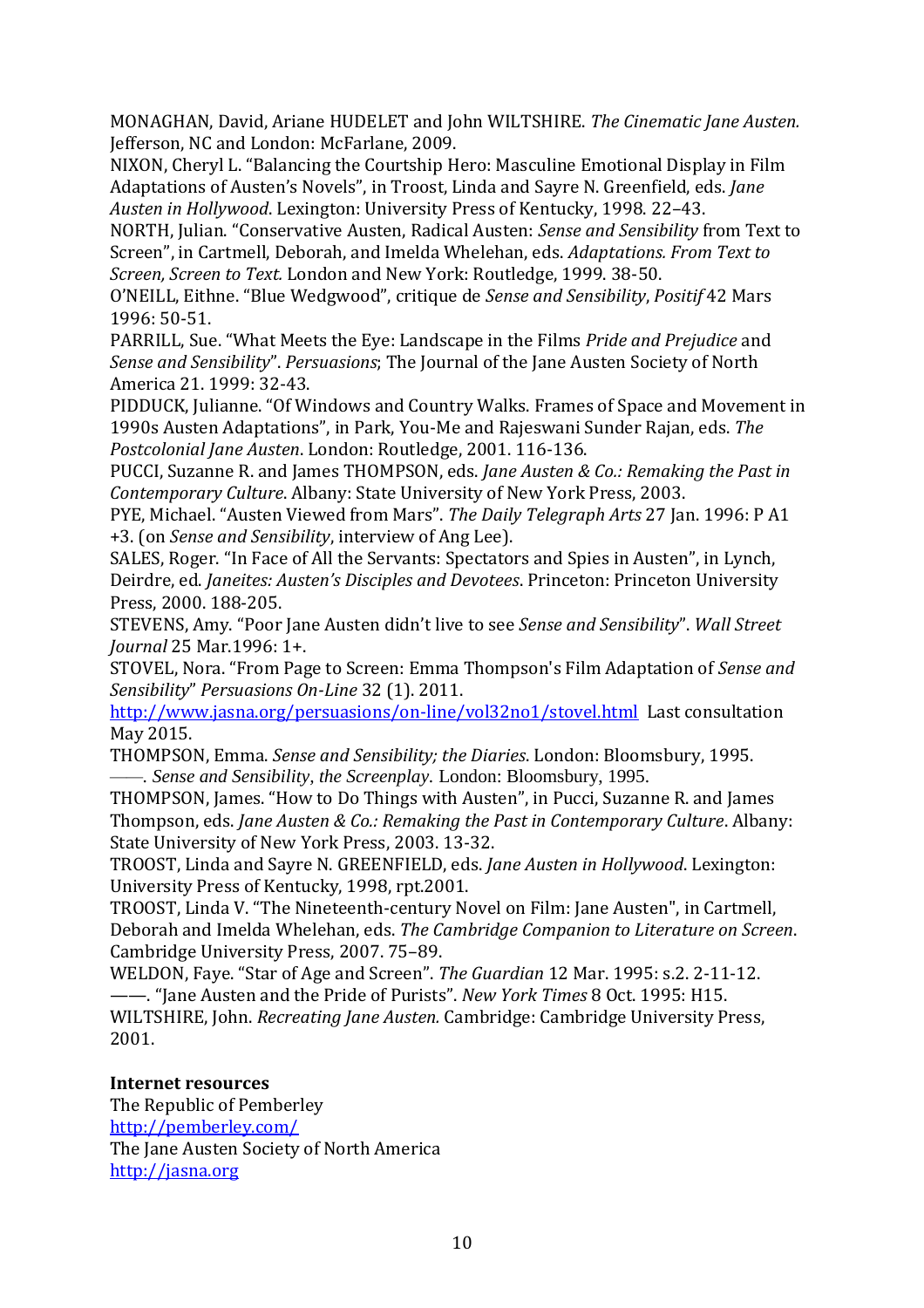MONAGHAN, David, Ariane HUDELET and John WILTSHIRE. *The Cinematic Jane Austen.* Jefferson, NC and London: McFarlane, 2009.

NIXON, Cheryl L. "Balancing the Courtship Hero: Masculine Emotional Display in Film Adaptations of Austen's Novels", in Troost, Linda and Sayre N. Greenfield, eds. *Jane Austen in Hollywood*. Lexington: University Press of Kentucky, 1998. 22–43.

NORTH, Julian. "Conservative Austen, Radical Austen: *Sense and Sensibility* from Text to Screen", in Cartmell, Deborah, and Imelda Whelehan, eds. *Adaptations. From Text to Screen, Screen to Text.* London and New York: Routledge, 1999. 38-50.

O'NEILL, Eithne. "Blue Wedgwood", critique de *Sense and Sensibility*, *Positif* 42 Mars 1996: 50-51.

PARRILL, Sue. "What Meets the Eye: Landscape in the Films *Pride and Prejudice* and *Sense and Sensibility*". *Persuasions*; The Journal of the Jane Austen Society of North America 21. 1999: 32-43.

PIDDUCK, Julianne. "Of Windows and Country Walks. Frames of Space and Movement in 1990s Austen Adaptations", in Park, You-Me and Rajeswani Sunder Rajan, eds. *The Postcolonial Jane Austen*. London: Routledge, 2001. 116-136.

PUCCI, Suzanne R. and James THOMPSON, eds. *Jane Austen & Co.: Remaking the Past in Contemporary Culture*. Albany: State University of New York Press, 2003.

PYE, Michael. "Austen Viewed from Mars". *The Daily Telegraph Arts* 27 Jan. 1996: P A1 +3. (on *Sense and Sensibility*, interview of Ang Lee).

SALES, Roger. "In Face of All the Servants: Spectators and Spies in Austen", in Lynch, Deirdre, ed. *Janeites: Austen's Disciples and Devotees*. Princeton: Princeton University Press, 2000. 188-205.

STEVENS, Amy. "Poor Jane Austen didn't live to see *Sense and Sensibility*". *Wall Street Journal* 25 Mar.1996: 1+.

STOVEL, Nora. "From Page to Screen: Emma Thompson's Film Adaptation of *Sense and Sensibility*" *Persuasions On-Line* 32 (1). 2011. [http://www.jasna.org/persuasions/on-line/vol32no1/stovel.html](http://www.jasna.org/persuasions/on-line/vol32no1/stovel.html) Last consultation May 2015.

THOMPSON, Emma. *Sense and Sensibility; the Diaries*. London: Bloomsbury, 1995.

——. *Sense and Sensibility*, *the Screenplay*. London: Bloomsbury, 1995.

THOMPSON, James. "How to Do Things with Austen", in Pucci, Suzanne R. and James Thompson, eds. *Jane Austen & Co.: Remaking the Past in Contemporary Culture*. Albany: State University of New York Press, 2003. 13-32.

TROOST, Linda and Sayre N. GREENFIELD, eds. *Jane Austen in Hollywood*. Lexington: University Press of Kentucky, 1998, rpt.2001.

TROOST, Linda V. "The Nineteenth-century Novel on Film: Jane Austen", in Cartmell, Deborah and Imelda Whelehan, eds. *The Cambridge Companion to Literature on Screen*. Cambridge University Press, 2007. 75–89.

WELDON, Faye. "Star of Age and Screen". *The Guardian* 12 Mar. 1995: s.2. 2-11-12.

——. "Jane Austen and the Pride of Purists". *New York Times* 8 Oct. 1995: H15.

WILTSHIRE, John. *Recreating Jane Austen.* Cambridge: Cambridge University Press, 2001.

**Internet resources**

The Republic of Pemberley
[http://pemberley.com/](http://pemberley.com/)

The Jane Austen Society of North America
[http://jasna.org](http://jasna.org)